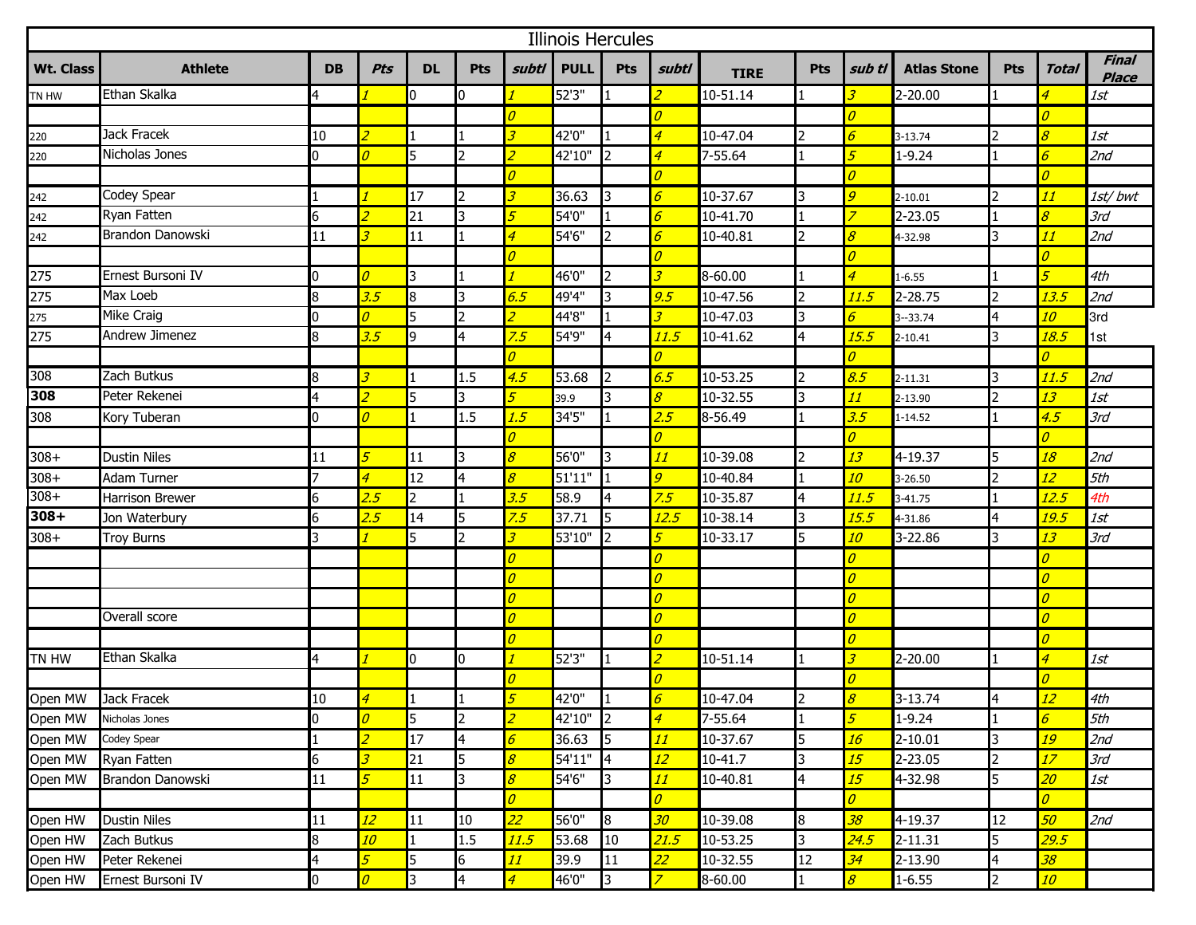| Illinois Hercules | | | | | | | | | | | | | | | | |
|---|---|---|---|---|---|---|---|---|---|---|---|---|---|---|---|---|
| **Wt. Class** | **Athlete** | **DB** | ***Pts*** | **DL** | **Pts** | ***subtl*** | **PULL** | **Pts** | ***subtl*** | **TIRE** | **Pts** | ***sub tl*** | **Atlas Stone** | **Pts** | ***Total*** | ***Final Place*** |
| TN HW | Ethan Skalka | 4 | *1* | 0 | 0 | *1* | 52'3" | 1 | *2* | 10-51.14 | 1 | *3* | 2-20.00 | 1 | *4* | *1st* |
| | | | | | | *0* | | | *0* | | | *0* | | | *0* | |
| 220 | Jack Fracek | 10 | *2* | 1 | 1 | *3* | 42'0" | 1 | *4* | 10-47.04 | 2 | *6* | 3-13.74 | 2 | *8* | *1st* |
| 220 | Nicholas Jones | 0 | *0* | 5 | 2 | *2* | 42'10" | 2 | *4* | 7-55.64 | 1 | *5* | 1-9.24 | 1 | *6* | *2nd* |
| | | | | | | *0* | | | *0* | | | *0* | | | *0* | |
| 242 | Codey Spear | 1 | *1* | 17 | 2 | *3* | 36.63 | 3 | *6* | 10-37.67 | 3 | *9* | 2-10.01 | 2 | *11* | *1st/ bwt* |
| 242 | Ryan Fatten | 6 | *2* | 21 | 3 | *5* | 54'0" | 1 | *6* | 10-41.70 | 1 | *7* | 2-23.05 | 1 | *8* | *3rd* |
| 242 | Brandon Danowski | 11 | *3* | 11 | 1 | *4* | 54'6" | 2 | *6* | 10-40.81 | 2 | *8* | 4-32.98 | 3 | *11* | *2nd* |
| | | | | | | *0* | | | *0* | | | *0* | | | *0* | |
| 275 | Ernest Bursoni IV | 0 | *0* | 3 | 1 | *1* | 46'0" | 2 | *3* | 8-60.00 | 1 | *4* | 1-6.55 | 1 | *5* | *4th* |
| 275 | Max Loeb | 8 | *3.5* | 8 | 3 | *6.5* | 49'4" | 3 | *9.5* | 10-47.56 | 2 | *11.5* | 2-28.75 | 2 | *13.5* | *2nd* |
| 275 | Mike Craig | 0 | *0* | 5 | 2 | *2* | 44'8" | 1 | *3* | 10-47.03 | 3 | *6* | 3--33.74 | 4 | *10* | 3rd |
| 275 | Andrew Jimenez | 8 | *3.5* | 9 | 4 | *7.5* | 54'9" | 4 | *11.5* | 10-41.62 | 4 | *15.5* | 2-10.41 | 3 | *18.5* | 1st |
| | | | | | | *0* | | | *0* | | | *0* | | | *0* | |
| 308 | Zach Butkus | 8 | *3* | 1 | 1.5 | *4.5* | 53.68 | 2 | *6.5* | 10-53.25 | 2 | *8.5* | 2-11.31 | 3 | *11.5* | *2nd* |
| **308** | Peter Rekenei | 4 | *2* | 5 | 3 | *5* | 39.9 | 3 | *8* | 10-32.55 | 3 | *11* | 2-13.90 | 2 | *13* | *1st* |
| 308 | Kory Tuberan | 0 | *0* | 1 | 1.5 | *1.5* | 34'5" | 1 | *2.5* | 8-56.49 | 1 | *3.5* | 1-14.52 | 1 | *4.5* | *3rd* |
| | | | | | | *0* | | | *0* | | | *0* | | | *0* | |
| 308+ | Dustin Niles | 11 | *5* | 11 | 3 | *8* | 56'0" | 3 | *11* | 10-39.08 | 2 | *13* | 4-19.37 | 5 | *18* | *2nd* |
| 308+ | Adam Turner | 7 | *4* | 12 | 4 | *8* | 51'11" | 1 | *9* | 10-40.84 | 1 | *10* | 3-26.50 | 2 | *12* | *5th* |
| 308+ | Harrison Brewer | 6 | *2.5* | 2 | 1 | *3.5* | 58.9 | 4 | *7.5* | 10-35.87 | 4 | *11.5* | 3-41.75 | 1 | *12.5* | *4th* |
| **308+** | Jon Waterbury | 6 | *2.5* | 14 | 5 | *7.5* | 37.71 | 5 | *12.5* | 10-38.14 | 3 | *15.5* | 4-31.86 | 4 | *19.5* | *1st* |
| 308+ | Troy Burns | 3 | *1* | 5 | 2 | *3* | 53'10" | 2 | *5* | 10-33.17 | 5 | *10* | 3-22.86 | 3 | *13* | *3rd* |
| | | | | | | *0* | | | *0* | | | *0* | | | *0* | |
| | | | | | | *0* | | | *0* | | | *0* | | | *0* | |
| | | | | | | *0* | | | *0* | | | *0* | | | *0* | |
| | Overall score | | | | | *0* | | | *0* | | | *0* | | | *0* | |
| | | | | | | *0* | | | *0* | | | *0* | | | *0* | |
| TN HW | Ethan Skalka | 4 | *1* | 0 | 0 | *1* | 52'3" | 1 | *2* | 10-51.14 | 1 | *3* | 2-20.00 | 1 | *4* | *1st* |
| | | | | | | *0* | | | *0* | | | *0* | | | *0* | |
| Open MW | Jack Fracek | 10 | *4* | 1 | 1 | *5* | 42'0" | 1 | *6* | 10-47.04 | 2 | *8* | 3-13.74 | 4 | *12* | *4th* |
| Open MW | Nicholas Jones | 0 | *0* | 5 | 2 | *2* | 42'10" | 2 | *4* | 7-55.64 | 1 | *5* | 1-9.24 | 1 | *6* | *5th* |
| Open MW | Codey Spear | 1 | *2* | 17 | 4 | *6* | 36.63 | 5 | *11* | 10-37.67 | 5 | *16* | 2-10.01 | 3 | *19* | *2nd* |
| Open MW | Ryan Fatten | 6 | *3* | 21 | 5 | *8* | 54'11" | 4 | *12* | 10-41.7 | 3 | *15* | 2-23.05 | 2 | *17* | *3rd* |
| Open MW | Brandon Danowski | 11 | *5* | 11 | 3 | *8* | 54'6" | 3 | *11* | 10-40.81 | 4 | *15* | 4-32.98 | 5 | *20* | *1st* |
| | | | | | | *0* | | | *0* | | | *0* | | | *0* | |
| Open HW | Dustin Niles | 11 | *12* | 11 | 10 | *22* | 56'0" | 8 | *30* | 10-39.08 | 8 | *38* | 4-19.37 | 12 | *50* | *2nd* |
| Open HW | Zach Butkus | 8 | *10* | 1 | 1.5 | *11.5* | 53.68 | 10 | *21.5* | 10-53.25 | 3 | *24.5* | 2-11.31 | 5 | *29.5* | |
| Open HW | Peter Rekenei | 4 | *5* | 5 | 6 | *11* | 39.9 | 11 | *22* | 10-32.55 | 12 | *34* | 2-13.90 | 4 | *38* | |
| Open HW | Ernest Bursoni IV | 0 | *0* | 3 | 4 | *4* | 46'0" | 3 | *7* | 8-60.00 | 1 | *8* | 1-6.55 | 2 | *10* | |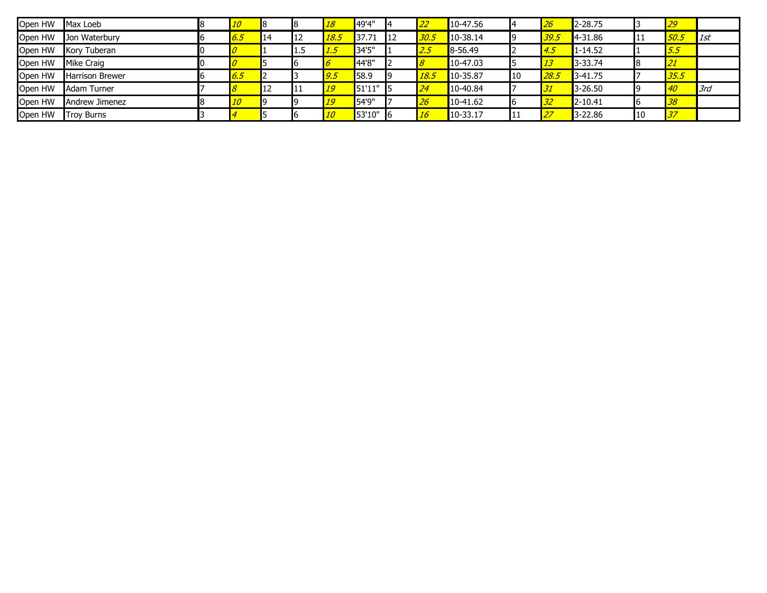| | | | | | | | | | | | | | | | | |
|---|---|---|---|---|---|---|---|---|---|---|---|---|---|---|---|---|
| Open HW | Max Loeb | 8 | *10* | 8 | 8 | *18* | 49'4" | 4 | *22* | 10-47.56 | 4 | *26* | 2-28.75 | 3 | *29* | |
| Open HW | Jon Waterbury | 6 | *6.5* | 14 | 12 | *18.5* | 37.71 | 12 | *30.5* | 10-38.14 | 9 | *39.5* | 4-31.86 | 11 | *50.5* | *1st* |
| Open HW | Kory Tuberan | 0 | *0* | 1 | 1.5 | *1.5* | 34'5" | 1 | *2.5* | 8-56.49 | 2 | *4.5* | 1-14.52 | 1 | *5.5* | |
| Open HW | Mike Craig | 0 | *0* | 5 | 6 | *6* | 44'8" | 2 | *8* | 10-47.03 | 5 | *13* | 3-33.74 | 8 | *21* | |
| Open HW | Harrison Brewer | 6 | *6.5* | 2 | 3 | *9.5* | 58.9 | 9 | *18.5* | 10-35.87 | 10 | *28.5* | 3-41.75 | 7 | *35.5* | |
| Open HW | Adam Turner | 7 | *8* | 12 | 11 | *19* | 51'11" | 5 | *24* | 10-40.84 | 7 | *31* | 3-26.50 | 9 | *40* | *3rd* |
| Open HW | Andrew Jimenez | 8 | *10* | 9 | 9 | *19* | 54'9" | 7 | *26* | 10-41.62 | 6 | *32* | 2-10.41 | 6 | *38* | |
| Open HW | Troy Burns | 3 | *4* | 5 | 6 | *10* | 53'10" | 6 | *16* | 10-33.17 | 11 | *27* | 3-22.86 | 10 | *37* | |